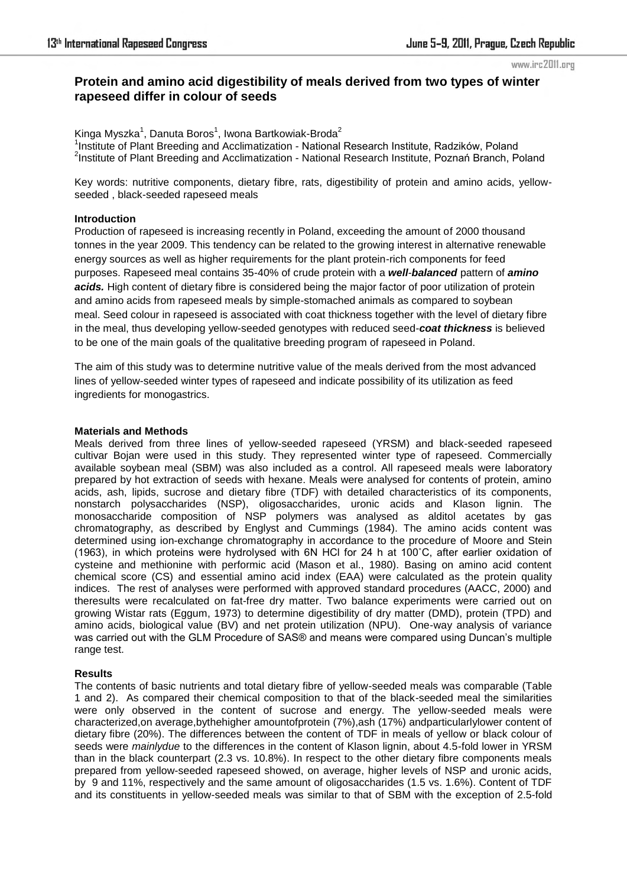# Protein and amino acid digestibility of meals derived from two types of winter rapeseed differ in colour of seeds

Kinga Myszka[1], Danuta Boros[1], Iwona Bartkowiak-Broda[2]

[1]Institute of Plant Breeding and Acclimatization - National Research Institute, Radzików, Poland
[2]Institute of Plant Breeding and Acclimatization - National Research Institute, Poznań Branch, Poland

Key words: nutritive components, dietary fibre, rats, digestibility of protein and amino acids, yellow-seeded , black-seeded rapeseed meals

## Introduction

Production of rapeseed is increasing recently in Poland, exceeding the amount of 2000 thousand tonnes in the year 2009. This tendency can be related to the growing interest in alternative renewable energy sources as well as higher requirements for the plant protein-rich components for feed purposes. Rapeseed meal contains 35-40% of crude protein with a ***well-balanced*** pattern of ***amino acids.*** High content of dietary fibre is considered being the major factor of poor utilization of protein and amino acids from rapeseed meals by simple-stomached animals as compared to soybean meal. Seed colour in rapeseed is associated with coat thickness together with the level of dietary fibre in the meal, thus developing yellow-seeded genotypes with reduced seed-***coat thickness*** is believed to be one of the main goals of the qualitative breeding program of rapeseed in Poland.

The aim of this study was to determine nutritive value of the meals derived from the most advanced lines of yellow-seeded winter types of rapeseed and indicate possibility of its utilization as feed ingredients for monogastrics.

## Materials and Methods

Meals derived from three lines of yellow-seeded rapeseed (YRSM) and black-seeded rapeseed cultivar Bojan were used in this study. They represented winter type of rapeseed. Commercially available soybean meal (SBM) was also included as a control. All rapeseed meals were laboratory prepared by hot extraction of seeds with hexane. Meals were analysed for contents of protein, amino acids, ash, lipids, sucrose and dietary fibre (TDF) with detailed characteristics of its components, nonstarch polysaccharides (NSP), oligosaccharides, uronic acids and Klason lignin. The monosaccharide composition of NSP polymers was analysed as alditol acetates by gas chromatography, as described by Englyst and Cummings (1984). The amino acids content was determined using ion-exchange chromatography in accordance to the procedure of Moore and Stein (1963), in which proteins were hydrolysed with 6N HCl for 24 h at 100˚C, after earlier oxidation of cysteine and methionine with performic acid (Mason et al., 1980). Basing on amino acid content chemical score (CS) and essential amino acid index (EAA) were calculated as the protein quality indices. The rest of analyses were performed with approved standard procedures (AACC, 2000) and theresults were recalculated on fat-free dry matter. Two balance experiments were carried out on growing Wistar rats (Eggum, 1973) to determine digestibility of dry matter (DMD), protein (TPD) and amino acids, biological value (BV) and net protein utilization (NPU). One-way analysis of variance was carried out with the GLM Procedure of SAS® and means were compared using Duncan's multiple range test.

## Results

The contents of basic nutrients and total dietary fibre of yellow-seeded meals was comparable (Table 1 and 2). As compared their chemical composition to that of the black-seeded meal the similarities were only observed in the content of sucrose and energy. The yellow-seeded meals were characterized,on average,bythehigher amountofprotein (7%),ash (17%) andparticularlylower content of dietary fibre (20%). The differences between the content of TDF in meals of yellow or black colour of seeds were *mainlydue* to the differences in the content of Klason lignin, about 4.5-fold lower in YRSM than in the black counterpart (2.3 vs. 10.8%). In respect to the other dietary fibre components meals prepared from yellow-seeded rapeseed showed, on average, higher levels of NSP and uronic acids, by 9 and 11%, respectively and the same amount of oligosaccharides (1.5 vs. 1.6%). Content of TDF and its constituents in yellow-seeded meals was similar to that of SBM with the exception of 2.5-fold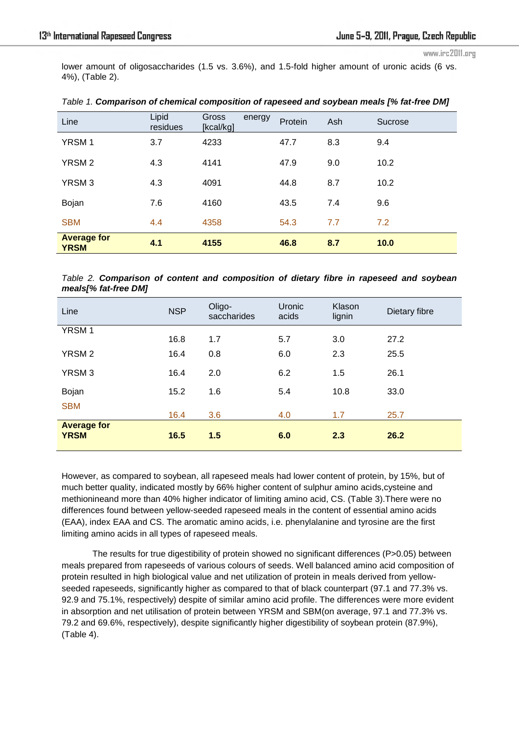lower amount of oligosaccharides (1.5 vs. 3.6%), and 1.5-fold higher amount of uronic acids (6 vs. 4%), (Table 2).

*Table 1.* ***Comparison of chemical composition of rapeseed and soybean meals [% fat-free DM]***

| Line | Lipid residues | Gross energy [kcal/kg] | Protein | Ash | Sucrose |
|---|---|---|---|---|---|
| YRSM 1 | 3.7 | 4233 | 47.7 | 8.3 | 9.4 |
| YRSM 2 | 4.3 | 4141 | 47.9 | 9.0 | 10.2 |
| YRSM 3 | 4.3 | 4091 | 44.8 | 8.7 | 10.2 |
| Bojan | 7.6 | 4160 | 43.5 | 7.4 | 9.6 |
| SBM | 4.4 | 4358 | 54.3 | 7.7 | 7.2 |
| **Average for YRSM** | **4.1** | **4155** | **46.8** | **8.7** | **10.0** |

*Table 2.* ***Comparison of content and composition of dietary fibre in rapeseed and soybean meals[% fat-free DM]***

| Line | NSP | Oligo-saccharides | Uronic acids | Klason lignin | Dietary fibre |
|---|---|---|---|---|---|
| YRSM 1 | 16.8 | 1.7 | 5.7 | 3.0 | 27.2 |
| YRSM 2 | 16.4 | 0.8 | 6.0 | 2.3 | 25.5 |
| YRSM 3 | 16.4 | 2.0 | 6.2 | 1.5 | 26.1 |
| Bojan | 15.2 | 1.6 | 5.4 | 10.8 | 33.0 |
| SBM | 16.4 | 3.6 | 4.0 | 1.7 | 25.7 |
| **Average for YRSM** | **16.5** | **1.5** | **6.0** | **2.3** | **26.2** |

However, as compared to soybean, all rapeseed meals had lower content of protein, by 15%, but of much better quality, indicated mostly by 66% higher content of sulphur amino acids,cysteine and methionineand more than 40% higher indicator of limiting amino acid, CS. (Table 3).There were no differences found between yellow-seeded rapeseed meals in the content of essential amino acids (EAA), index EAA and CS. The aromatic amino acids, i.e. phenylalanine and tyrosine are the first limiting amino acids in all types of rapeseed meals.

The results for true digestibility of protein showed no significant differences (P>0.05) between meals prepared from rapeseeds of various colours of seeds. Well balanced amino acid composition of protein resulted in high biological value and net utilization of protein in meals derived from yellow-seeded rapeseeds, significantly higher as compared to that of black counterpart (97.1 and 77.3% vs. 92.9 and 75.1%, respectively) despite of similar amino acid profile. The differences were more evident in absorption and net utilisation of protein between YRSM and SBM(on average, 97.1 and 77.3% vs. 79.2 and 69.6%, respectively), despite significantly higher digestibility of soybean protein (87.9%), (Table 4).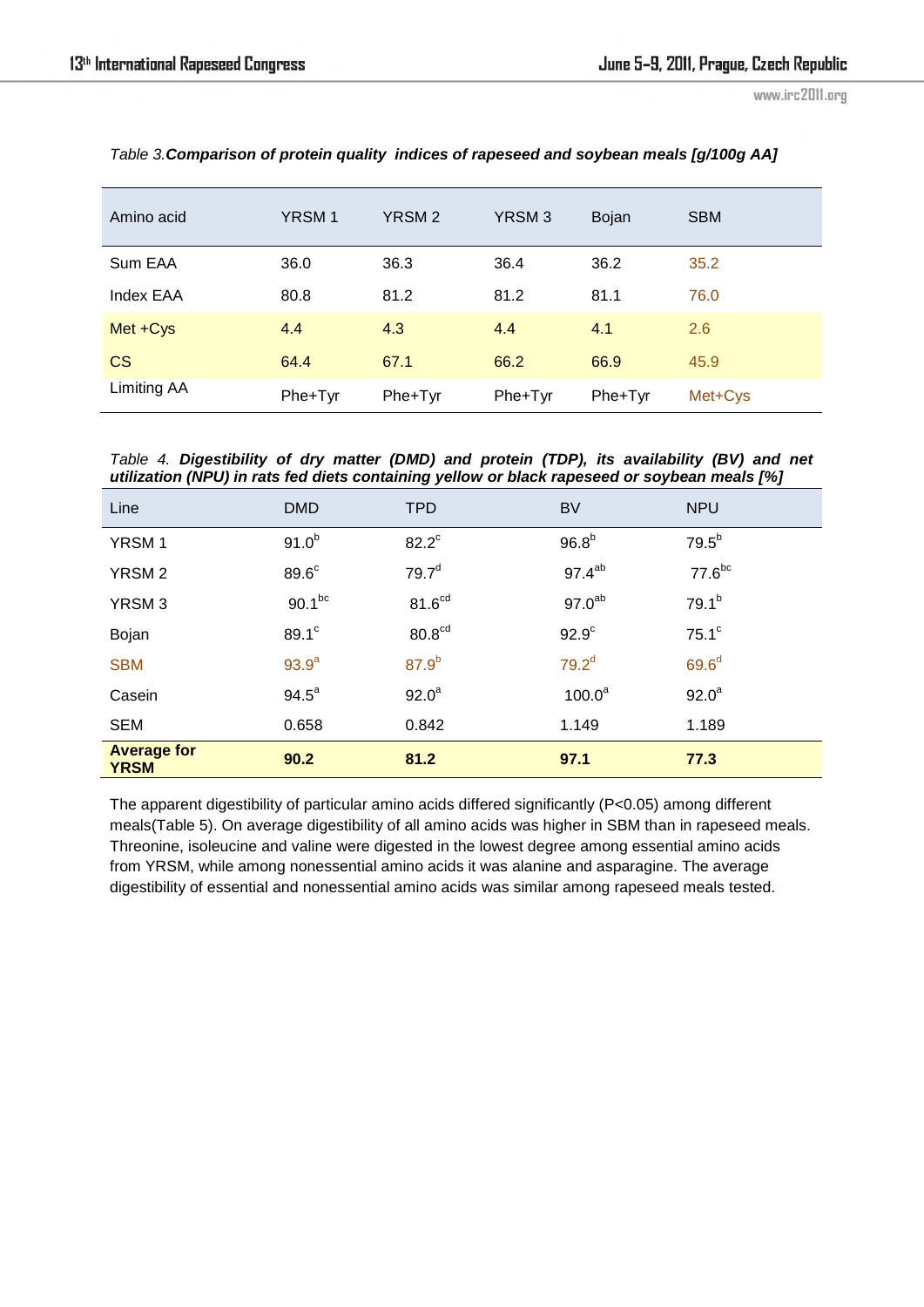Table 3.***Comparison of protein quality indices of rapeseed and soybean meals [g/100g AA]***

| Amino acid | YRSM 1 | YRSM 2 | YRSM 3 | Bojan | SBM |
|---|---|---|---|---|---|
| Sum EAA | 36.0 | 36.3 | 36.4 | 36.2 | 35.2 |
| Index EAA | 80.8 | 81.2 | 81.2 | 81.1 | 76.0 |
| Met +Cys | 4.4 | 4.3 | 4.4 | 4.1 | 2.6 |
| CS | 64.4 | 67.1 | 66.2 | 66.9 | 45.9 |
| Limiting AA | Phe+Tyr | Phe+Tyr | Phe+Tyr | Phe+Tyr | Met+Cys |

Table 4. ***Digestibility of dry matter (DMD) and protein (TDP), its availability (BV) and net utilization (NPU) in rats fed diets containing yellow or black rapeseed or soybean meals [%]***

| Line | DMD | TPD | BV | NPU |
|---|---|---|---|---|
| YRSM 1 | $91.0^{b}$ | $82.2^{c}$ | $96.8^{b}$ | $79.5^{b}$ |
| YRSM 2 | $89.6^{c}$ | $79.7^{d}$ | $97.4^{ab}$ | $77.6^{bc}$ |
| YRSM 3 | $90.1^{bc}$ | $81.6^{cd}$ | $97.0^{ab}$ | $79.1^{b}$ |
| Bojan | $89.1^{c}$ | $80.8^{cd}$ | $92.9^{c}$ | $75.1^{c}$ |
| SBM | $93.9^{a}$ | $87.9^{b}$ | $79.2^{d}$ | $69.6^{d}$ |
| Casein | $94.5^{a}$ | $92.0^{a}$ | $100.0^{a}$ | $92.0^{a}$ |
| SEM | 0.658 | 0.842 | 1.149 | 1.189 |
| **Average for YRSM** | **90.2** | **81.2** | **97.1** | **77.3** |

The apparent digestibility of particular amino acids differed significantly ($P<0.05$) among different meals(Table 5). On average digestibility of all amino acids was higher in SBM than in rapeseed meals. Threonine, isoleucine and valine were digested in the lowest degree among essential amino acids from YRSM, while among nonessential amino acids it was alanine and asparagine. The average digestibility of essential and nonessential amino acids was similar among rapeseed meals tested.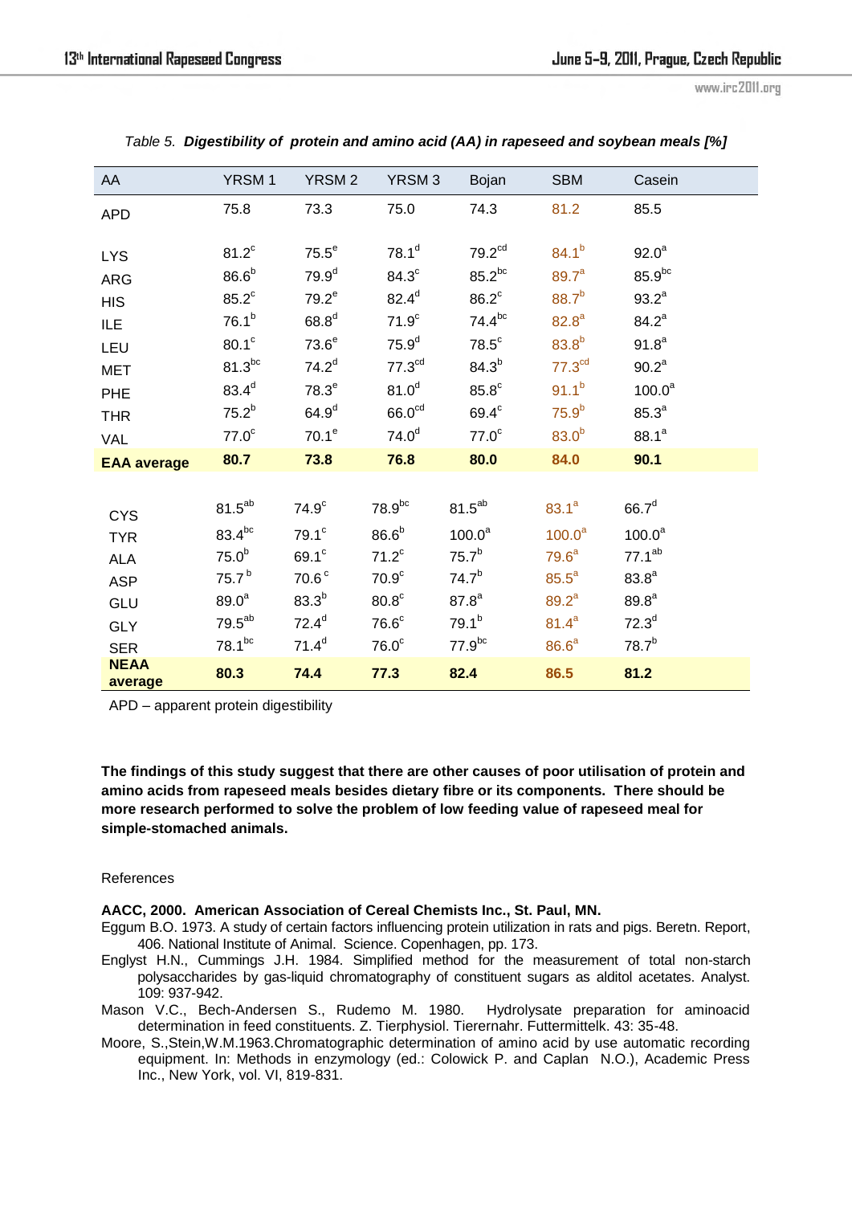*Table 5. **Digestibility of protein and amino acid (AA) in rapeseed and soybean meals [%]***

| AA | YRSM 1 | YRSM 2 | YRSM 3 | Bojan | SBM | Casein |
|---|---|---|---|---|---|---|
| APD | 75.8 | 73.3 | 75.0 | 74.3 | 81.2 | 85.5 |
| LYS | 81.2[c] | 75.5[e] | 78.1[d] | 79.2[cd] | 84.1[b] | 92.0[a] |
| ARG | 86.6[b] | 79.9[d] | 84.3[c] | 85.2[bc] | 89.7[a] | 85.9[bc] |
| HIS | 85.2[c] | 79.2[e] | 82.4[d] | 86.2[c] | 88.7[b] | 93.2[a] |
| ILE | 76.1[b] | 68.8[d] | 71.9[c] | 74.4[bc] | 82.8[a] | 84.2[a] |
| LEU | 80.1[c] | 73.6[e] | 75.9[d] | 78.5[c] | 83.8[b] | 91.8[a] |
| MET | 81.3[bc] | 74.2[d] | 77.3[cd] | 84.3[b] | 77.3[cd] | 90.2[a] |
| PHE | 83.4[d] | 78.3[e] | 81.0[d] | 85.8[c] | 91.1[b] | 100.0[a] |
| THR | 75.2[b] | 64.9[d] | 66.0[cd] | 69.4[c] | 75.9[b] | 85.3[a] |
| VAL | 77.0[c] | 70.1[e] | 74.0[d] | 77.0[c] | 83.0[b] | 88.1[a] |
| **EAA average** | **80.7** | **73.8** | **76.8** | **80.0** | **84.0** | **90.1** |
| CYS | 81.5[ab] | 74.9[c] | 78.9[bc] | 81.5[ab] | 83.1[a] | 66.7[d] |
| TYR | 83.4[bc] | 79.1[c] | 86.6[b] | 100.0[a] | 100.0[a] | 100.0[a] |
| ALA | 75.0[b] | 69.1[c] | 71.2[c] | 75.7[b] | 79.6[a] | 77.1[ab] |
| ASP | 75.7[b] | 70.6[c] | 70.9[c] | 74.7[b] | 85.5[a] | 83.8[a] |
| GLU | 89.0[a] | 83.3[b] | 80.8[c] | 87.8[a] | 89.2[a] | 89.8[a] |
| GLY | 79.5[ab] | 72.4[d] | 76.6[c] | 79.1[b] | 81.4[a] | 72.3[d] |
| SER | 78.1[bc] | 71.4[d] | 76.0[c] | 77.9[bc] | 86.6[a] | 78.7[b] |
| **NEAA average** | **80.3** | **74.4** | **77.3** | **82.4** | **86.5** | **81.2** |

APD – apparent protein digestibility

**The findings of this study suggest that there are other causes of poor utilisation of protein and amino acids from rapeseed meals besides dietary fibre or its components. There should be more research performed to solve the problem of low feeding value of rapeseed meal for simple-stomached animals.**

References

**AACC, 2000. American Association of Cereal Chemists Inc., St. Paul, MN.**

Eggum B.O. 1973. A study of certain factors influencing protein utilization in rats and pigs. Beretn. Report, 406. National Institute of Animal. Science. Copenhagen, pp. 173.

Englyst H.N., Cummings J.H. 1984. Simplified method for the measurement of total non-starch polysaccharides by gas-liquid chromatography of constituent sugars as alditol acetates. Analyst. 109: 937-942.

Mason V.C., Bech-Andersen S., Rudemo M. 1980. Hydrolysate preparation for aminoacid determination in feed constituents. Z. Tierphysiol. Tierernahr. Futtermittelk. 43: 35-48.

Moore, S.,Stein,W.M.1963.Chromatographic determination of amino acid by use automatic recording equipment. In: Methods in enzymology (ed.: Colowick P. and Caplan N.O.), Academic Press Inc., New York, vol. VI, 819-831.